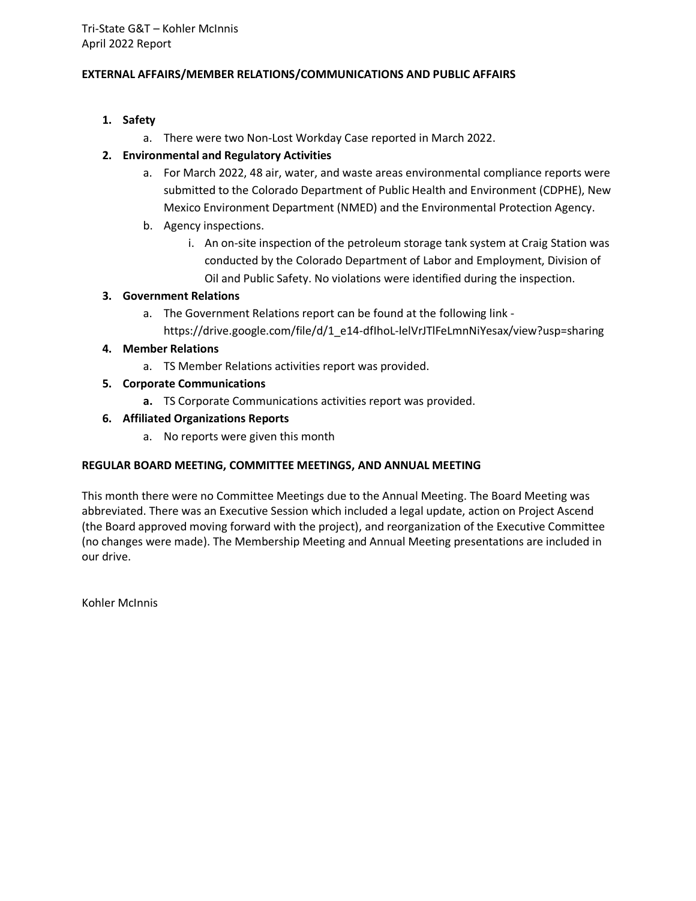Tri-State G&T – Kohler McInnis
April 2022 Report

**EXTERNAL AFFAIRS/MEMBER RELATIONS/COMMUNICATIONS AND PUBLIC AFFAIRS**

1. **Safety**
   a. There were two Non-Lost Workday Case reported in March 2022.
2. **Environmental and Regulatory Activities**
   a. For March 2022, 48 air, water, and waste areas environmental compliance reports were submitted to the Colorado Department of Public Health and Environment (CDPHE), New Mexico Environment Department (NMED) and the Environmental Protection Agency.
   b. Agency inspections.
      i. An on-site inspection of the petroleum storage tank system at Craig Station was conducted by the Colorado Department of Labor and Employment, Division of Oil and Public Safety. No violations were identified during the inspection.
3. **Government Relations**
   a. The Government Relations report can be found at the following link - https://drive.google.com/file/d/1_e14-dfIhoL-lelVrJTlFeLmnNiYesax/view?usp=sharing
4. **Member Relations**
   a. TS Member Relations activities report was provided.
5. **Corporate Communications**
   **a.** TS Corporate Communications activities report was provided.
6. **Affiliated Organizations Reports**
   a. No reports were given this month

**REGULAR BOARD MEETING, COMMITTEE MEETINGS, AND ANNUAL MEETING**

This month there were no Committee Meetings due to the Annual Meeting. The Board Meeting was abbreviated. There was an Executive Session which included a legal update, action on Project Ascend (the Board approved moving forward with the project), and reorganization of the Executive Committee (no changes were made). The Membership Meeting and Annual Meeting presentations are included in our drive.

Kohler McInnis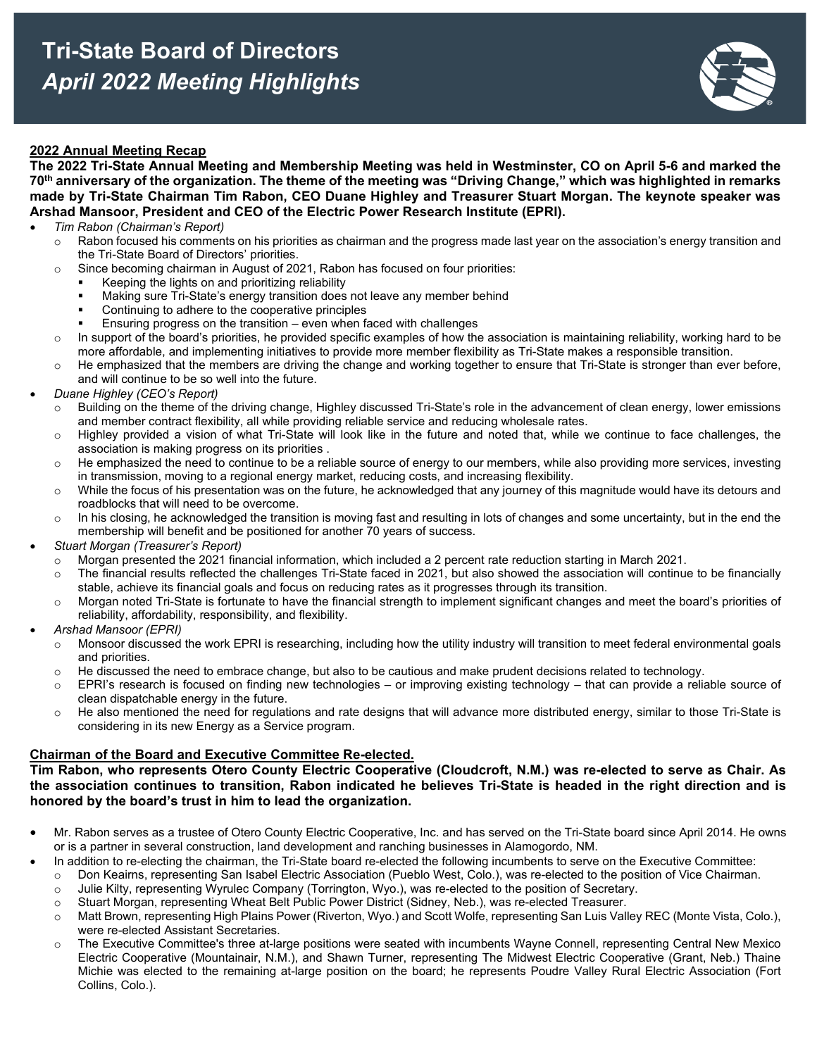# Tri-State Board of Directors
## *April 2022 Meeting Highlights*

**2022 Annual Meeting Recap**

**The 2022 Tri-State Annual Meeting and Membership Meeting was held in Westminster, CO on April 5-6 and marked the 70th anniversary of the organization. The theme of the meeting was "Driving Change," which was highlighted in remarks made by Tri-State Chairman Tim Rabon, CEO Duane Highley and Treasurer Stuart Morgan. The keynote speaker was Arshad Mansoor, President and CEO of the Electric Power Research Institute (EPRI).**

- *Tim Rabon (Chairman's Report)*
  - Rabon focused his comments on his priorities as chairman and the progress made last year on the association's energy transition and the Tri-State Board of Directors' priorities.
  - Since becoming chairman in August of 2021, Rabon has focused on four priorities:
    - Keeping the lights on and prioritizing reliability
    - Making sure Tri-State's energy transition does not leave any member behind
    - Continuing to adhere to the cooperative principles
    - Ensuring progress on the transition – even when faced with challenges
  - In support of the board's priorities, he provided specific examples of how the association is maintaining reliability, working hard to be more affordable, and implementing initiatives to provide more member flexibility as Tri-State makes a responsible transition.
  - He emphasized that the members are driving the change and working together to ensure that Tri-State is stronger than ever before, and will continue to be so well into the future.
- *Duane Highley (CEO's Report)*
  - Building on the theme of the driving change, Highley discussed Tri-State's role in the advancement of clean energy, lower emissions and member contract flexibility, all while providing reliable service and reducing wholesale rates.
  - Highley provided a vision of what Tri-State will look like in the future and noted that, while we continue to face challenges, the association is making progress on its priorities .
  - He emphasized the need to continue to be a reliable source of energy to our members, while also providing more services, investing in transmission, moving to a regional energy market, reducing costs, and increasing flexibility.
  - While the focus of his presentation was on the future, he acknowledged that any journey of this magnitude would have its detours and roadblocks that will need to be overcome.
  - In his closing, he acknowledged the transition is moving fast and resulting in lots of changes and some uncertainty, but in the end the membership will benefit and be positioned for another 70 years of success.
- *Stuart Morgan (Treasurer's Report)*
  - Morgan presented the 2021 financial information, which included a 2 percent rate reduction starting in March 2021.
  - The financial results reflected the challenges Tri-State faced in 2021, but also showed the association will continue to be financially stable, achieve its financial goals and focus on reducing rates as it progresses through its transition.
  - Morgan noted Tri-State is fortunate to have the financial strength to implement significant changes and meet the board's priorities of reliability, affordability, responsibility, and flexibility.
- *Arshad Mansoor (EPRI)*
  - Monsoor discussed the work EPRI is researching, including how the utility industry will transition to meet federal environmental goals and priorities.
  - He discussed the need to embrace change, but also to be cautious and make prudent decisions related to technology.
  - EPRI's research is focused on finding new technologies – or improving existing technology – that can provide a reliable source of clean dispatchable energy in the future.
  - He also mentioned the need for regulations and rate designs that will advance more distributed energy, similar to those Tri-State is considering in its new Energy as a Service program.

**Chairman of the Board and Executive Committee Re-elected.**

**Tim Rabon, who represents Otero County Electric Cooperative (Cloudcroft, N.M.) was re-elected to serve as Chair. As the association continues to transition, Rabon indicated he believes Tri-State is headed in the right direction and is honored by the board's trust in him to lead the organization.**

- Mr. Rabon serves as a trustee of Otero County Electric Cooperative, Inc. and has served on the Tri-State board since April 2014. He owns or is a partner in several construction, land development and ranching businesses in Alamogordo, NM.
- In addition to re-electing the chairman, the Tri-State board re-elected the following incumbents to serve on the Executive Committee:
  - Don Keairns, representing San Isabel Electric Association (Pueblo West, Colo.), was re-elected to the position of Vice Chairman.
  - Julie Kilty, representing Wyrulec Company (Torrington, Wyo.), was re-elected to the position of Secretary.
  - Stuart Morgan, representing Wheat Belt Public Power District (Sidney, Neb.), was re-elected Treasurer.
  - Matt Brown, representing High Plains Power (Riverton, Wyo.) and Scott Wolfe, representing San Luis Valley REC (Monte Vista, Colo.), were re-elected Assistant Secretaries.
  - The Executive Committee's three at-large positions were seated with incumbents Wayne Connell, representing Central New Mexico Electric Cooperative (Mountainair, N.M.), and Shawn Turner, representing The Midwest Electric Cooperative (Grant, Neb.) Thaine Michie was elected to the remaining at-large position on the board; he represents Poudre Valley Rural Electric Association (Fort Collins, Colo.).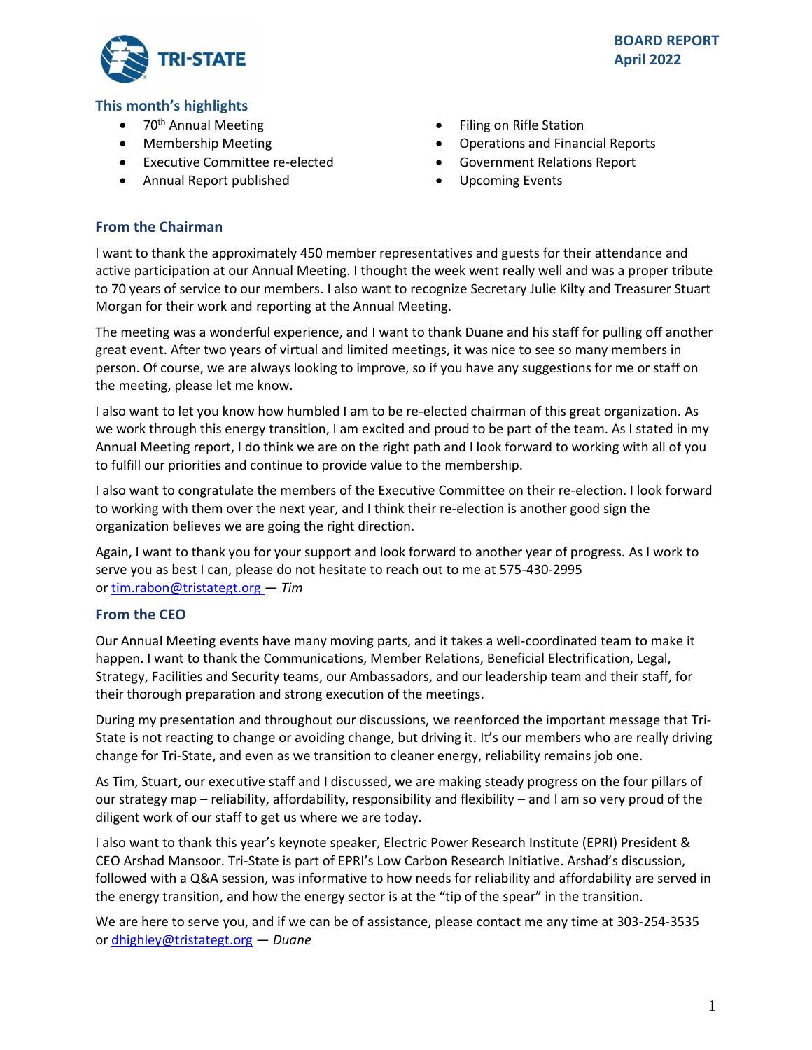**BOARD REPORT**
**April 2022**

## This month's highlights

- 70th Annual Meeting
- Membership Meeting
- Executive Committee re-elected
- Annual Report published
- Filing on Rifle Station
- Operations and Financial Reports
- Government Relations Report
- Upcoming Events

## From the Chairman

I want to thank the approximately 450 member representatives and guests for their attendance and active participation at our Annual Meeting. I thought the week went really well and was a proper tribute to 70 years of service to our members. I also want to recognize Secretary Julie Kilty and Treasurer Stuart Morgan for their work and reporting at the Annual Meeting.

The meeting was a wonderful experience, and I want to thank Duane and his staff for pulling off another great event. After two years of virtual and limited meetings, it was nice to see so many members in person. Of course, we are always looking to improve, so if you have any suggestions for me or staff on the meeting, please let me know.

I also want to let you know how humbled I am to be re-elected chairman of this great organization. As we work through this energy transition, I am excited and proud to be part of the team. As I stated in my Annual Meeting report, I do think we are on the right path and I look forward to working with all of you to fulfill our priorities and continue to provide value to the membership.

I also want to congratulate the members of the Executive Committee on their re-election. I look forward to working with them over the next year, and I think their re-election is another good sign the organization believes we are going the right direction.

Again, I want to thank you for your support and look forward to another year of progress. As I work to serve you as best I can, please do not hesitate to reach out to me at 575-430-2995 or tim.rabon@tristategt.org — *Tim*

## From the CEO

Our Annual Meeting events have many moving parts, and it takes a well-coordinated team to make it happen. I want to thank the Communications, Member Relations, Beneficial Electrification, Legal, Strategy, Facilities and Security teams, our Ambassadors, and our leadership team and their staff, for their thorough preparation and strong execution of the meetings.

During my presentation and throughout our discussions, we reenforced the important message that Tri-State is not reacting to change or avoiding change, but driving it. It's our members who are really driving change for Tri-State, and even as we transition to cleaner energy, reliability remains job one.

As Tim, Stuart, our executive staff and I discussed, we are making steady progress on the four pillars of our strategy map – reliability, affordability, responsibility and flexibility – and I am so very proud of the diligent work of our staff to get us where we are today.

I also want to thank this year's keynote speaker, Electric Power Research Institute (EPRI) President & CEO Arshad Mansoor. Tri-State is part of EPRI's Low Carbon Research Initiative. Arshad's discussion, followed with a Q&A session, was informative to how needs for reliability and affordability are served in the energy transition, and how the energy sector is at the "tip of the spear" in the transition.

We are here to serve you, and if we can be of assistance, please contact me any time at 303-254-3535 or dhighley@tristategt.org — *Duane*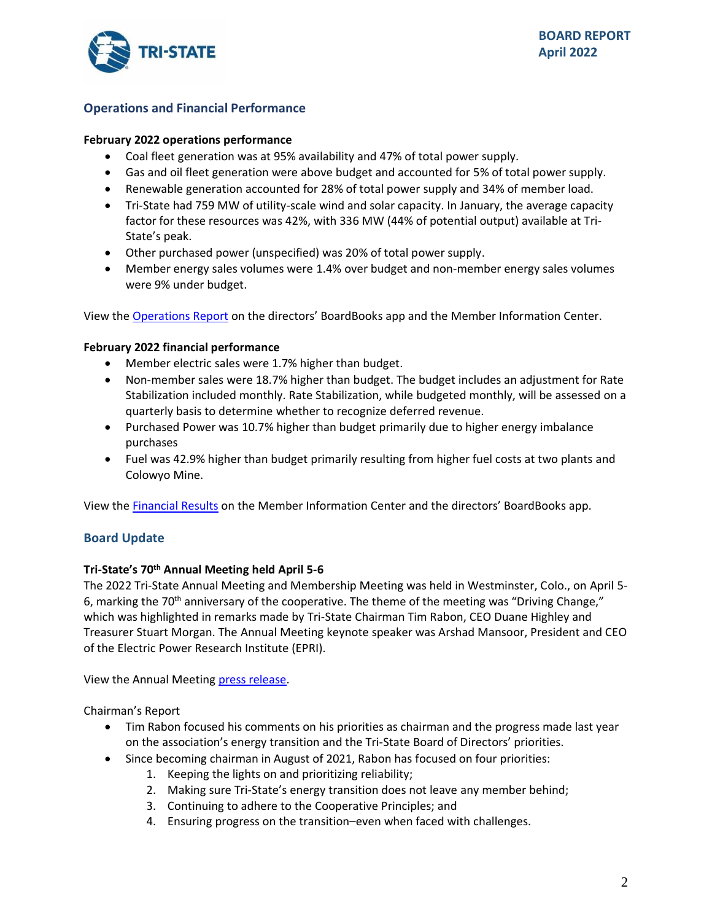## Operations and Financial Performance

**February 2022 operations performance**

- Coal fleet generation was at 95% availability and 47% of total power supply.
- Gas and oil fleet generation were above budget and accounted for 5% of total power supply.
- Renewable generation accounted for 28% of total power supply and 34% of member load.
- Tri-State had 759 MW of utility-scale wind and solar capacity. In January, the average capacity factor for these resources was 42%, with 336 MW (44% of potential output) available at Tri-State's peak.
- Other purchased power (unspecified) was 20% of total power supply.
- Member energy sales volumes were 1.4% over budget and non-member energy sales volumes were 9% under budget.

View the Operations Report on the directors' BoardBooks app and the Member Information Center.

**February 2022 financial performance**

- Member electric sales were 1.7% higher than budget.
- Non-member sales were 18.7% higher than budget. The budget includes an adjustment for Rate Stabilization included monthly. Rate Stabilization, while budgeted monthly, will be assessed on a quarterly basis to determine whether to recognize deferred revenue.
- Purchased Power was 10.7% higher than budget primarily due to higher energy imbalance purchases
- Fuel was 42.9% higher than budget primarily resulting from higher fuel costs at two plants and Colowyo Mine.

View the Financial Results on the Member Information Center and the directors' BoardBooks app.

## Board Update

**Tri-State's 70th Annual Meeting held April 5-6**

The 2022 Tri-State Annual Meeting and Membership Meeting was held in Westminster, Colo., on April 5-6, marking the 70th anniversary of the cooperative. The theme of the meeting was "Driving Change," which was highlighted in remarks made by Tri-State Chairman Tim Rabon, CEO Duane Highley and Treasurer Stuart Morgan. The Annual Meeting keynote speaker was Arshad Mansoor, President and CEO of the Electric Power Research Institute (EPRI).

View the Annual Meeting press release.

Chairman's Report

- Tim Rabon focused his comments on his priorities as chairman and the progress made last year on the association's energy transition and the Tri-State Board of Directors' priorities.
- Since becoming chairman in August of 2021, Rabon has focused on four priorities:
  1. Keeping the lights on and prioritizing reliability;
  2. Making sure Tri-State's energy transition does not leave any member behind;
  3. Continuing to adhere to the Cooperative Principles; and
  4. Ensuring progress on the transition–even when faced with challenges.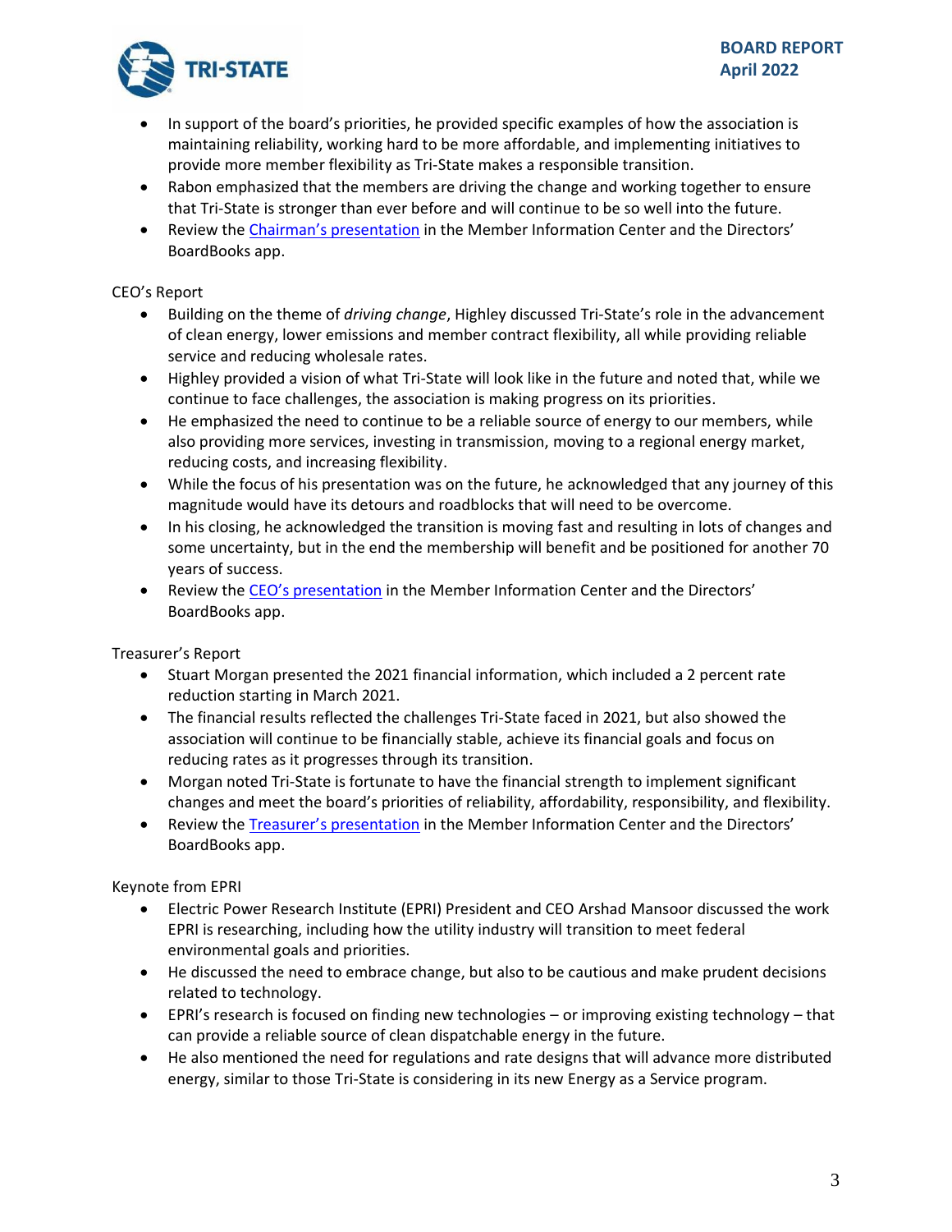- In support of the board's priorities, he provided specific examples of how the association is maintaining reliability, working hard to be more affordable, and implementing initiatives to provide more member flexibility as Tri-State makes a responsible transition.
- Rabon emphasized that the members are driving the change and working together to ensure that Tri-State is stronger than ever before and will continue to be so well into the future.
- Review the Chairman's presentation in the Member Information Center and the Directors' BoardBooks app.

CEO's Report

- Building on the theme of *driving change*, Highley discussed Tri-State's role in the advancement of clean energy, lower emissions and member contract flexibility, all while providing reliable service and reducing wholesale rates.
- Highley provided a vision of what Tri-State will look like in the future and noted that, while we continue to face challenges, the association is making progress on its priorities.
- He emphasized the need to continue to be a reliable source of energy to our members, while also providing more services, investing in transmission, moving to a regional energy market, reducing costs, and increasing flexibility.
- While the focus of his presentation was on the future, he acknowledged that any journey of this magnitude would have its detours and roadblocks that will need to be overcome.
- In his closing, he acknowledged the transition is moving fast and resulting in lots of changes and some uncertainty, but in the end the membership will benefit and be positioned for another 70 years of success.
- Review the CEO's presentation in the Member Information Center and the Directors' BoardBooks app.

Treasurer's Report

- Stuart Morgan presented the 2021 financial information, which included a 2 percent rate reduction starting in March 2021.
- The financial results reflected the challenges Tri-State faced in 2021, but also showed the association will continue to be financially stable, achieve its financial goals and focus on reducing rates as it progresses through its transition.
- Morgan noted Tri-State is fortunate to have the financial strength to implement significant changes and meet the board's priorities of reliability, affordability, responsibility, and flexibility.
- Review the Treasurer's presentation in the Member Information Center and the Directors' BoardBooks app.

Keynote from EPRI

- Electric Power Research Institute (EPRI) President and CEO Arshad Mansoor discussed the work EPRI is researching, including how the utility industry will transition to meet federal environmental goals and priorities.
- He discussed the need to embrace change, but also to be cautious and make prudent decisions related to technology.
- EPRI's research is focused on finding new technologies – or improving existing technology – that can provide a reliable source of clean dispatchable energy in the future.
- He also mentioned the need for regulations and rate designs that will advance more distributed energy, similar to those Tri-State is considering in its new Energy as a Service program.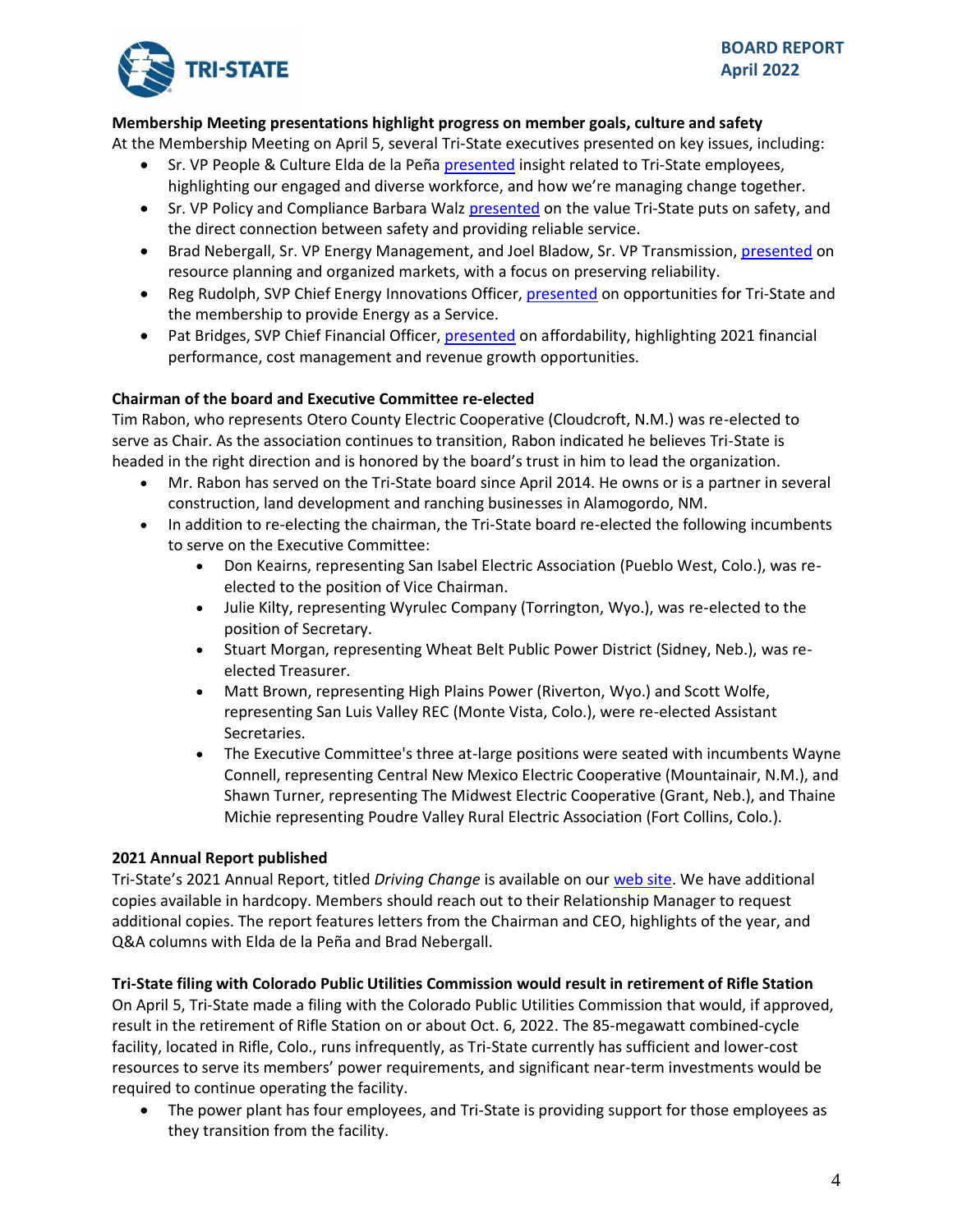**Membership Meeting presentations highlight progress on member goals, culture and safety**

At the Membership Meeting on April 5, several Tri-State executives presented on key issues, including:

- Sr. VP People & Culture Elda de la Peña presented insight related to Tri-State employees, highlighting our engaged and diverse workforce, and how we're managing change together.
- Sr. VP Policy and Compliance Barbara Walz presented on the value Tri-State puts on safety, and the direct connection between safety and providing reliable service.
- Brad Nebergall, Sr. VP Energy Management, and Joel Bladow, Sr. VP Transmission, presented on resource planning and organized markets, with a focus on preserving reliability.
- Reg Rudolph, SVP Chief Energy Innovations Officer, presented on opportunities for Tri-State and the membership to provide Energy as a Service.
- Pat Bridges, SVP Chief Financial Officer, presented on affordability, highlighting 2021 financial performance, cost management and revenue growth opportunities.

**Chairman of the board and Executive Committee re-elected**

Tim Rabon, who represents Otero County Electric Cooperative (Cloudcroft, N.M.) was re-elected to serve as Chair. As the association continues to transition, Rabon indicated he believes Tri-State is headed in the right direction and is honored by the board's trust in him to lead the organization.

- Mr. Rabon has served on the Tri-State board since April 2014. He owns or is a partner in several construction, land development and ranching businesses in Alamogordo, NM.
- In addition to re-electing the chairman, the Tri-State board re-elected the following incumbents to serve on the Executive Committee:
  - Don Keairns, representing San Isabel Electric Association (Pueblo West, Colo.), was re-elected to the position of Vice Chairman.
  - Julie Kilty, representing Wyrulec Company (Torrington, Wyo.), was re-elected to the position of Secretary.
  - Stuart Morgan, representing Wheat Belt Public Power District (Sidney, Neb.), was re-elected Treasurer.
  - Matt Brown, representing High Plains Power (Riverton, Wyo.) and Scott Wolfe, representing San Luis Valley REC (Monte Vista, Colo.), were re-elected Assistant Secretaries.
  - The Executive Committee's three at-large positions were seated with incumbents Wayne Connell, representing Central New Mexico Electric Cooperative (Mountainair, N.M.), and Shawn Turner, representing The Midwest Electric Cooperative (Grant, Neb.), and Thaine Michie representing Poudre Valley Rural Electric Association (Fort Collins, Colo.).

**2021 Annual Report published**

Tri-State's 2021 Annual Report, titled *Driving Change* is available on our web site. We have additional copies available in hardcopy. Members should reach out to their Relationship Manager to request additional copies. The report features letters from the Chairman and CEO, highlights of the year, and Q&A columns with Elda de la Peña and Brad Nebergall.

**Tri-State filing with Colorado Public Utilities Commission would result in retirement of Rifle Station**

On April 5, Tri-State made a filing with the Colorado Public Utilities Commission that would, if approved, result in the retirement of Rifle Station on or about Oct. 6, 2022. The 85-megawatt combined-cycle facility, located in Rifle, Colo., runs infrequently, as Tri-State currently has sufficient and lower-cost resources to serve its members' power requirements, and significant near-term investments would be required to continue operating the facility.

- The power plant has four employees, and Tri-State is providing support for those employees as they transition from the facility.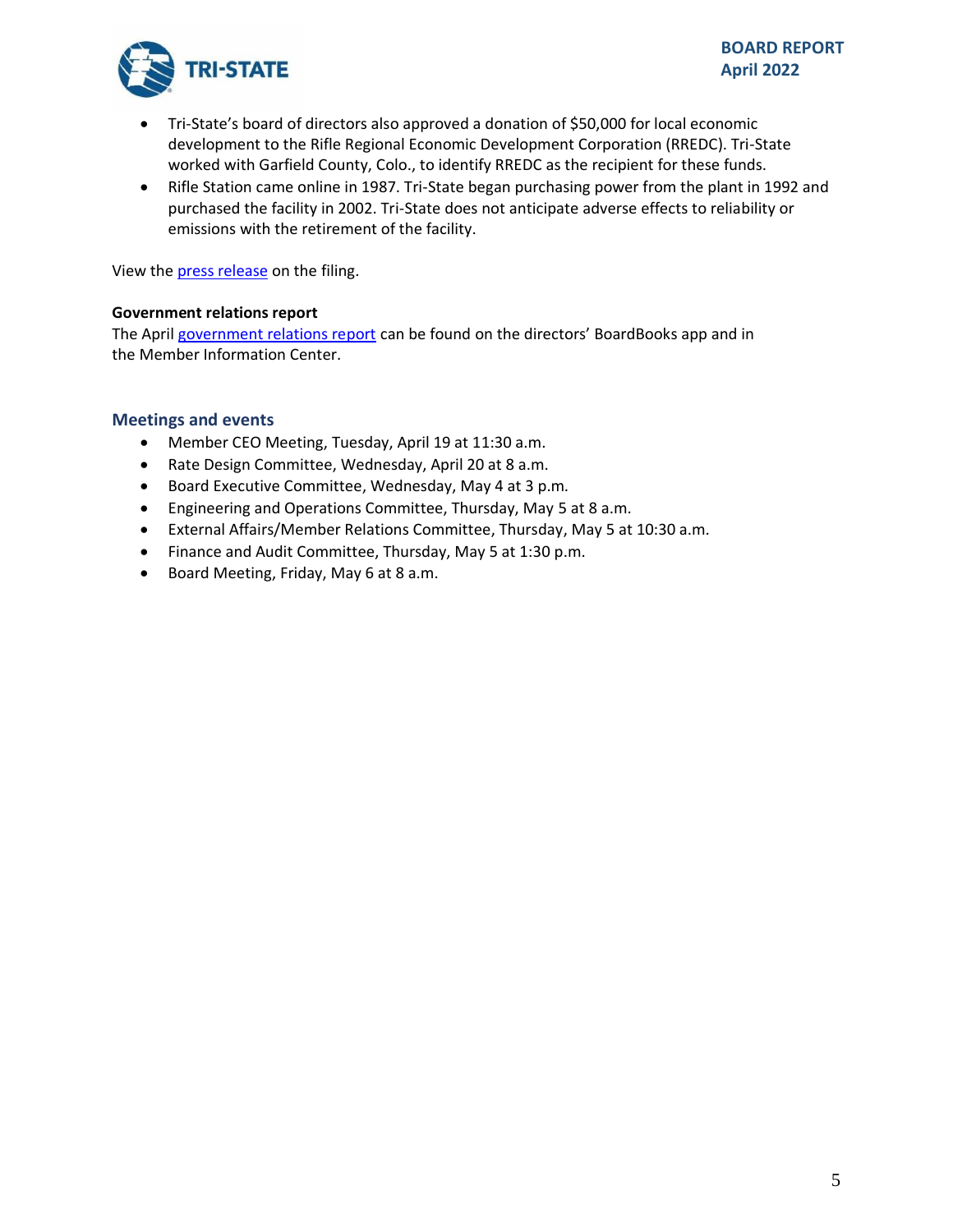- Tri-State's board of directors also approved a donation of $50,000 for local economic development to the Rifle Regional Economic Development Corporation (RREDC). Tri-State worked with Garfield County, Colo., to identify RREDC as the recipient for these funds.
- Rifle Station came online in 1987. Tri-State began purchasing power from the plant in 1992 and purchased the facility in 2002. Tri-State does not anticipate adverse effects to reliability or emissions with the retirement of the facility.

View the press release on the filing.

**Government relations report**

The April government relations report can be found on the directors' BoardBooks app and in the Member Information Center.

## Meetings and events

- Member CEO Meeting, Tuesday, April 19 at 11:30 a.m.
- Rate Design Committee, Wednesday, April 20 at 8 a.m.
- Board Executive Committee, Wednesday, May 4 at 3 p.m.
- Engineering and Operations Committee, Thursday, May 5 at 8 a.m.
- External Affairs/Member Relations Committee, Thursday, May 5 at 10:30 a.m.
- Finance and Audit Committee, Thursday, May 5 at 1:30 p.m.
- Board Meeting, Friday, May 6 at 8 a.m.